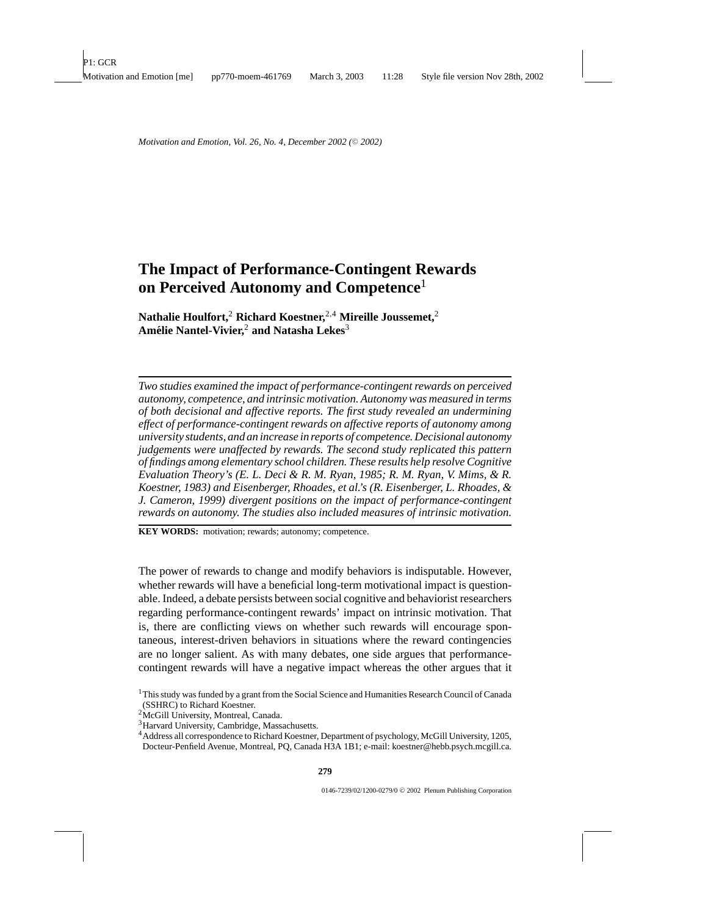# The Impact of Performance-Contingent Rewards on Perceived Autonomy and Competence[1]

**Nathalie Houlfort,[2] Richard Koestner,[2,4] Mireille Joussemet,[2] Amélie Nantel-Vivier,[2] and Natasha Lekes[3]**

*Two studies examined the impact of performance-contingent rewards on perceived autonomy, competence, and intrinsic motivation. Autonomy was measured in terms of both decisional and affective reports. The first study revealed an undermining effect of performance-contingent rewards on affective reports of autonomy among university students, and an increase in reports of competence. Decisional autonomy judgements were unaffected by rewards. The second study replicated this pattern of findings among elementary school children. These results help resolve Cognitive Evaluation Theory's (E. L. Deci & R. M. Ryan, 1985; R. M. Ryan, V. Mims, & R. Koestner, 1983) and Eisenberger, Rhoades, et al.'s (R. Eisenberger, L. Rhoades, & J. Cameron, 1999) divergent positions on the impact of performance-contingent rewards on autonomy. The studies also included measures of intrinsic motivation.*

**KEY WORDS:** motivation; rewards; autonomy; competence.

The power of rewards to change and modify behaviors is indisputable. However, whether rewards will have a beneficial long-term motivational impact is questionable. Indeed, a debate persists between social cognitive and behaviorist researchers regarding performance-contingent rewards' impact on intrinsic motivation. That is, there are conflicting views on whether such rewards will encourage spontaneous, interest-driven behaviors in situations where the reward contingencies are no longer salient. As with many debates, one side argues that performance-contingent rewards will have a negative impact whereas the other argues that it

[1] This study was funded by a grant from the Social Science and Humanities Research Council of Canada (SSHRC) to Richard Koestner.

[2] McGill University, Montreal, Canada.

[3] Harvard University, Cambridge, Massachusetts.

[4] Address all correspondence to Richard Koestner, Department of psychology, McGill University, 1205, Docteur-Penfield Avenue, Montreal, PQ, Canada H3A 1B1; e-mail: koestner@hebb.psych.mcgill.ca.

0146-7239/02/1200-0279/0 © 2002 Plenum Publishing Corporation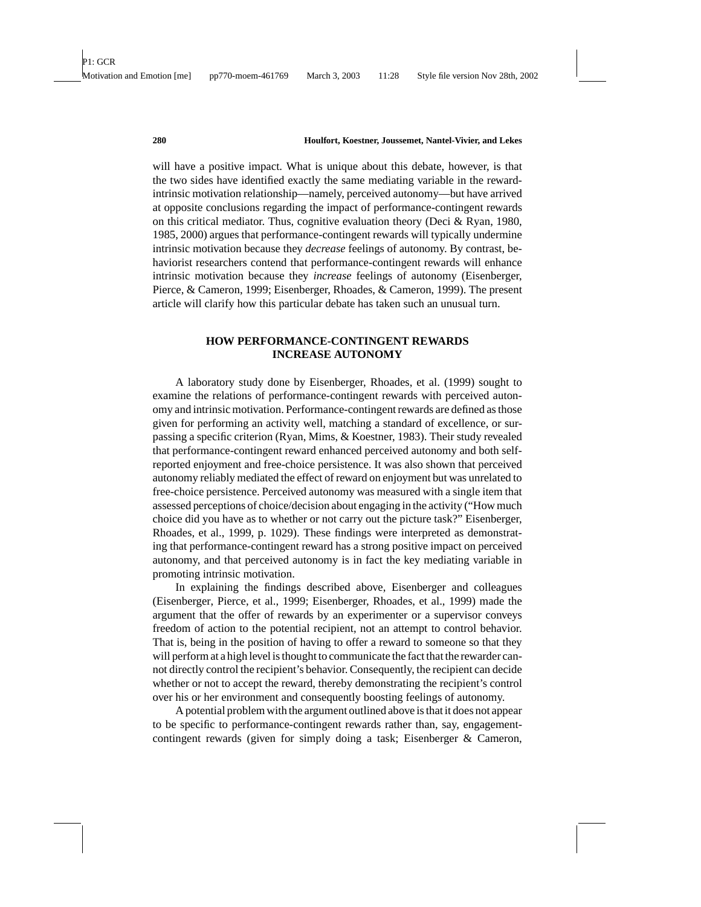will have a positive impact. What is unique about this debate, however, is that the two sides have identified exactly the same mediating variable in the reward-intrinsic motivation relationship—namely, perceived autonomy—but have arrived at opposite conclusions regarding the impact of performance-contingent rewards on this critical mediator. Thus, cognitive evaluation theory (Deci & Ryan, 1980, 1985, 2000) argues that performance-contingent rewards will typically undermine intrinsic motivation because they *decrease* feelings of autonomy. By contrast, behaviorist researchers contend that performance-contingent rewards will enhance intrinsic motivation because they *increase* feelings of autonomy (Eisenberger, Pierce, & Cameron, 1999; Eisenberger, Rhoades, & Cameron, 1999). The present article will clarify how this particular debate has taken such an unusual turn.

## HOW PERFORMANCE-CONTINGENT REWARDS INCREASE AUTONOMY

A laboratory study done by Eisenberger, Rhoades, et al. (1999) sought to examine the relations of performance-contingent rewards with perceived autonomy and intrinsic motivation. Performance-contingent rewards are defined as those given for performing an activity well, matching a standard of excellence, or surpassing a specific criterion (Ryan, Mims, & Koestner, 1983). Their study revealed that performance-contingent reward enhanced perceived autonomy and both self-reported enjoyment and free-choice persistence. It was also shown that perceived autonomy reliably mediated the effect of reward on enjoyment but was unrelated to free-choice persistence. Perceived autonomy was measured with a single item that assessed perceptions of choice/decision about engaging in the activity ("How much choice did you have as to whether or not carry out the picture task?" Eisenberger, Rhoades, et al., 1999, p. 1029). These findings were interpreted as demonstrating that performance-contingent reward has a strong positive impact on perceived autonomy, and that perceived autonomy is in fact the key mediating variable in promoting intrinsic motivation.

In explaining the findings described above, Eisenberger and colleagues (Eisenberger, Pierce, et al., 1999; Eisenberger, Rhoades, et al., 1999) made the argument that the offer of rewards by an experimenter or a supervisor conveys freedom of action to the potential recipient, not an attempt to control behavior. That is, being in the position of having to offer a reward to someone so that they will perform at a high level is thought to communicate the fact that the rewarder cannot directly control the recipient's behavior. Consequently, the recipient can decide whether or not to accept the reward, thereby demonstrating the recipient's control over his or her environment and consequently boosting feelings of autonomy.

A potential problem with the argument outlined above is that it does not appear to be specific to performance-contingent rewards rather than, say, engagement-contingent rewards (given for simply doing a task; Eisenberger & Cameron,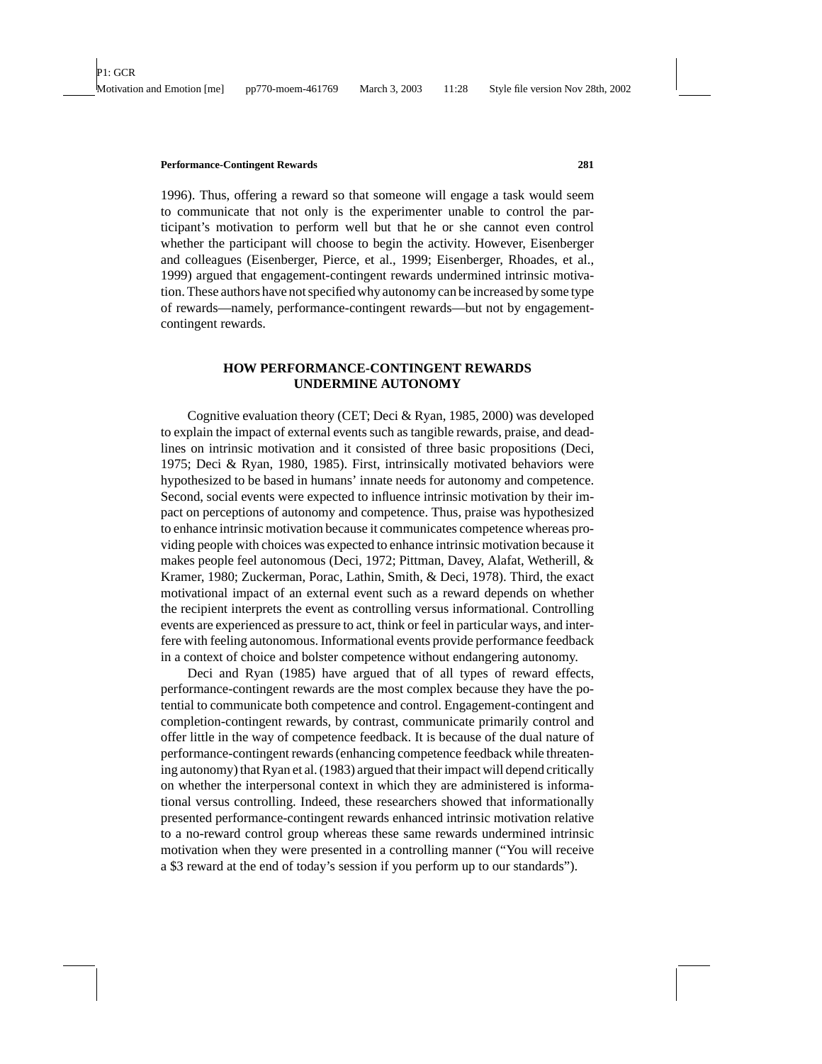1996). Thus, offering a reward so that someone will engage a task would seem to communicate that not only is the experimenter unable to control the participant's motivation to perform well but that he or she cannot even control whether the participant will choose to begin the activity. However, Eisenberger and colleagues (Eisenberger, Pierce, et al., 1999; Eisenberger, Rhoades, et al., 1999) argued that engagement-contingent rewards undermined intrinsic motivation. These authors have not specified why autonomy can be increased by some type of rewards—namely, performance-contingent rewards—but not by engagement-contingent rewards.

## HOW PERFORMANCE-CONTINGENT REWARDS UNDERMINE AUTONOMY

Cognitive evaluation theory (CET; Deci & Ryan, 1985, 2000) was developed to explain the impact of external events such as tangible rewards, praise, and deadlines on intrinsic motivation and it consisted of three basic propositions (Deci, 1975; Deci & Ryan, 1980, 1985). First, intrinsically motivated behaviors were hypothesized to be based in humans' innate needs for autonomy and competence. Second, social events were expected to influence intrinsic motivation by their impact on perceptions of autonomy and competence. Thus, praise was hypothesized to enhance intrinsic motivation because it communicates competence whereas providing people with choices was expected to enhance intrinsic motivation because it makes people feel autonomous (Deci, 1972; Pittman, Davey, Alafat, Wetherill, & Kramer, 1980; Zuckerman, Porac, Lathin, Smith, & Deci, 1978). Third, the exact motivational impact of an external event such as a reward depends on whether the recipient interprets the event as controlling versus informational. Controlling events are experienced as pressure to act, think or feel in particular ways, and interfere with feeling autonomous. Informational events provide performance feedback in a context of choice and bolster competence without endangering autonomy.

Deci and Ryan (1985) have argued that of all types of reward effects, performance-contingent rewards are the most complex because they have the potential to communicate both competence and control. Engagement-contingent and completion-contingent rewards, by contrast, communicate primarily control and offer little in the way of competence feedback. It is because of the dual nature of performance-contingent rewards (enhancing competence feedback while threatening autonomy) that Ryan et al. (1983) argued that their impact will depend critically on whether the interpersonal context in which they are administered is informational versus controlling. Indeed, these researchers showed that informationally presented performance-contingent rewards enhanced intrinsic motivation relative to a no-reward control group whereas these same rewards undermined intrinsic motivation when they were presented in a controlling manner ("You will receive a $3 reward at the end of today's session if you perform up to our standards").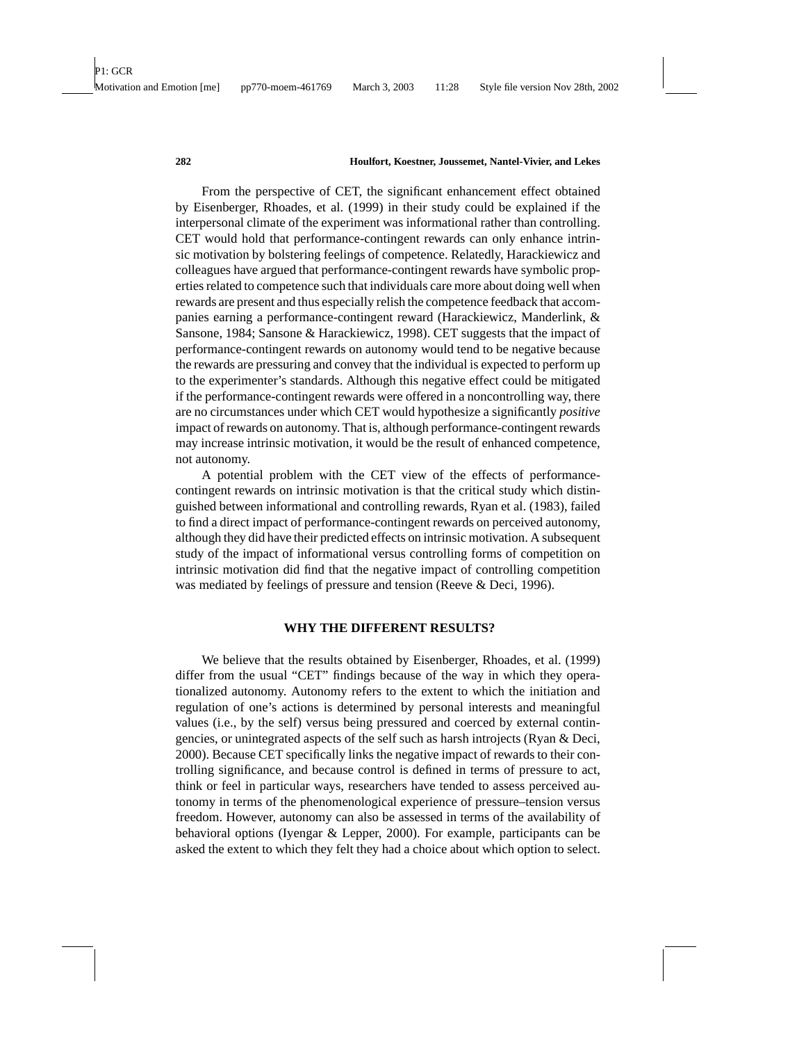From the perspective of CET, the significant enhancement effect obtained by Eisenberger, Rhoades, et al. (1999) in their study could be explained if the interpersonal climate of the experiment was informational rather than controlling. CET would hold that performance-contingent rewards can only enhance intrinsic motivation by bolstering feelings of competence. Relatedly, Harackiewicz and colleagues have argued that performance-contingent rewards have symbolic properties related to competence such that individuals care more about doing well when rewards are present and thus especially relish the competence feedback that accompanies earning a performance-contingent reward (Harackiewicz, Manderlink, & Sansone, 1984; Sansone & Harackiewicz, 1998). CET suggests that the impact of performance-contingent rewards on autonomy would tend to be negative because the rewards are pressuring and convey that the individual is expected to perform up to the experimenter's standards. Although this negative effect could be mitigated if the performance-contingent rewards were offered in a noncontrolling way, there are no circumstances under which CET would hypothesize a significantly *positive* impact of rewards on autonomy. That is, although performance-contingent rewards may increase intrinsic motivation, it would be the result of enhanced competence, not autonomy.

A potential problem with the CET view of the effects of performance-contingent rewards on intrinsic motivation is that the critical study which distinguished between informational and controlling rewards, Ryan et al. (1983), failed to find a direct impact of performance-contingent rewards on perceived autonomy, although they did have their predicted effects on intrinsic motivation. A subsequent study of the impact of informational versus controlling forms of competition on intrinsic motivation did find that the negative impact of controlling competition was mediated by feelings of pressure and tension (Reeve & Deci, 1996).

## WHY THE DIFFERENT RESULTS?

We believe that the results obtained by Eisenberger, Rhoades, et al. (1999) differ from the usual "CET" findings because of the way in which they operationalized autonomy. Autonomy refers to the extent to which the initiation and regulation of one's actions is determined by personal interests and meaningful values (i.e., by the self) versus being pressured and coerced by external contingencies, or unintegrated aspects of the self such as harsh introjects (Ryan & Deci, 2000). Because CET specifically links the negative impact of rewards to their controlling significance, and because control is defined in terms of pressure to act, think or feel in particular ways, researchers have tended to assess perceived autonomy in terms of the phenomenological experience of pressure–tension versus freedom. However, autonomy can also be assessed in terms of the availability of behavioral options (Iyengar & Lepper, 2000). For example, participants can be asked the extent to which they felt they had a choice about which option to select.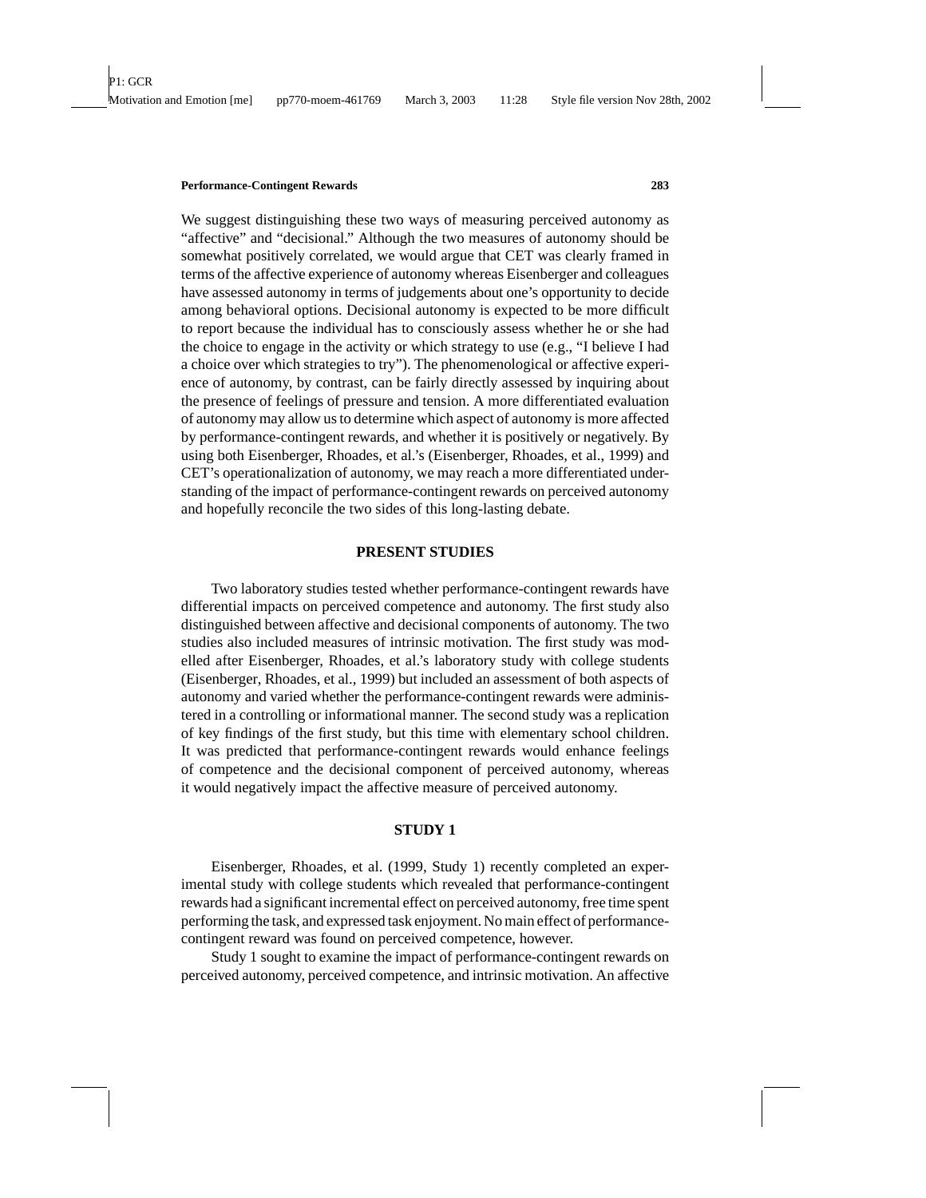We suggest distinguishing these two ways of measuring perceived autonomy as "affective" and "decisional." Although the two measures of autonomy should be somewhat positively correlated, we would argue that CET was clearly framed in terms of the affective experience of autonomy whereas Eisenberger and colleagues have assessed autonomy in terms of judgements about one's opportunity to decide among behavioral options. Decisional autonomy is expected to be more difficult to report because the individual has to consciously assess whether he or she had the choice to engage in the activity or which strategy to use (e.g., "I believe I had a choice over which strategies to try"). The phenomenological or affective experience of autonomy, by contrast, can be fairly directly assessed by inquiring about the presence of feelings of pressure and tension. A more differentiated evaluation of autonomy may allow us to determine which aspect of autonomy is more affected by performance-contingent rewards, and whether it is positively or negatively. By using both Eisenberger, Rhoades, et al.'s (Eisenberger, Rhoades, et al., 1999) and CET's operationalization of autonomy, we may reach a more differentiated understanding of the impact of performance-contingent rewards on perceived autonomy and hopefully reconcile the two sides of this long-lasting debate.

## PRESENT STUDIES

Two laboratory studies tested whether performance-contingent rewards have differential impacts on perceived competence and autonomy. The first study also distinguished between affective and decisional components of autonomy. The two studies also included measures of intrinsic motivation. The first study was modelled after Eisenberger, Rhoades, et al.'s laboratory study with college students (Eisenberger, Rhoades, et al., 1999) but included an assessment of both aspects of autonomy and varied whether the performance-contingent rewards were administered in a controlling or informational manner. The second study was a replication of key findings of the first study, but this time with elementary school children. It was predicted that performance-contingent rewards would enhance feelings of competence and the decisional component of perceived autonomy, whereas it would negatively impact the affective measure of perceived autonomy.

## STUDY 1

Eisenberger, Rhoades, et al. (1999, Study 1) recently completed an experimental study with college students which revealed that performance-contingent rewards had a significant incremental effect on perceived autonomy, free time spent performing the task, and expressed task enjoyment. No main effect of performance-contingent reward was found on perceived competence, however.

Study 1 sought to examine the impact of performance-contingent rewards on perceived autonomy, perceived competence, and intrinsic motivation. An affective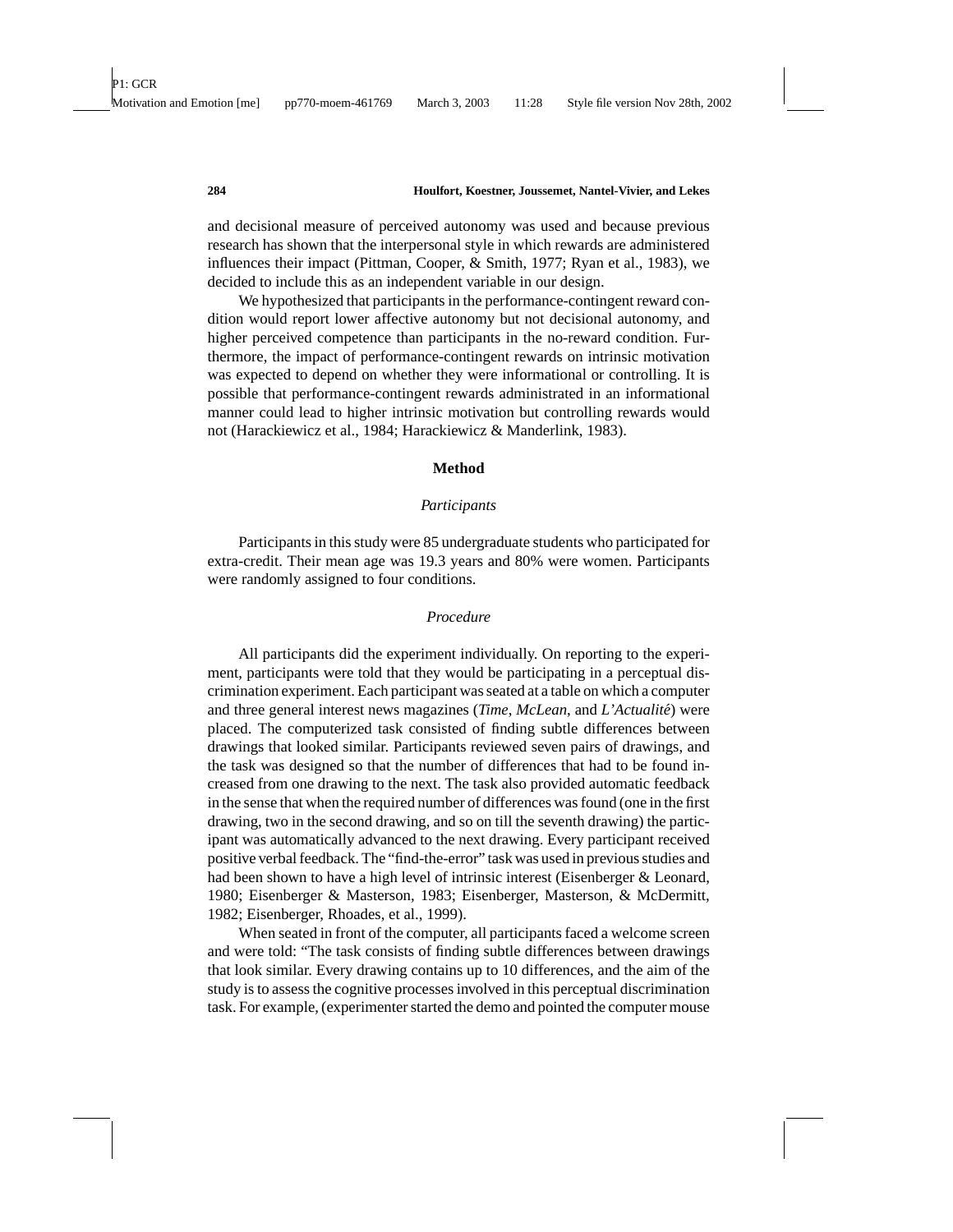and decisional measure of perceived autonomy was used and because previous research has shown that the interpersonal style in which rewards are administered influences their impact (Pittman, Cooper, & Smith, 1977; Ryan et al., 1983), we decided to include this as an independent variable in our design.

We hypothesized that participants in the performance-contingent reward condition would report lower affective autonomy but not decisional autonomy, and higher perceived competence than participants in the no-reward condition. Furthermore, the impact of performance-contingent rewards on intrinsic motivation was expected to depend on whether they were informational or controlling. It is possible that performance-contingent rewards administrated in an informational manner could lead to higher intrinsic motivation but controlling rewards would not (Harackiewicz et al., 1984; Harackiewicz & Manderlink, 1983).

## Method

### *Participants*

Participants in this study were 85 undergraduate students who participated for extra-credit. Their mean age was 19.3 years and 80% were women. Participants were randomly assigned to four conditions.

### *Procedure*

All participants did the experiment individually. On reporting to the experiment, participants were told that they would be participating in a perceptual discrimination experiment. Each participant was seated at a table on which a computer and three general interest news magazines (*Time*, *McLean*, and *L'Actualité*) were placed. The computerized task consisted of finding subtle differences between drawings that looked similar. Participants reviewed seven pairs of drawings, and the task was designed so that the number of differences that had to be found increased from one drawing to the next. The task also provided automatic feedback in the sense that when the required number of differences was found (one in the first drawing, two in the second drawing, and so on till the seventh drawing) the participant was automatically advanced to the next drawing. Every participant received positive verbal feedback. The "find-the-error" task was used in previous studies and had been shown to have a high level of intrinsic interest (Eisenberger & Leonard, 1980; Eisenberger & Masterson, 1983; Eisenberger, Masterson, & McDermitt, 1982; Eisenberger, Rhoades, et al., 1999).

When seated in front of the computer, all participants faced a welcome screen and were told: "The task consists of finding subtle differences between drawings that look similar. Every drawing contains up to 10 differences, and the aim of the study is to assess the cognitive processes involved in this perceptual discrimination task. For example, (experimenter started the demo and pointed the computer mouse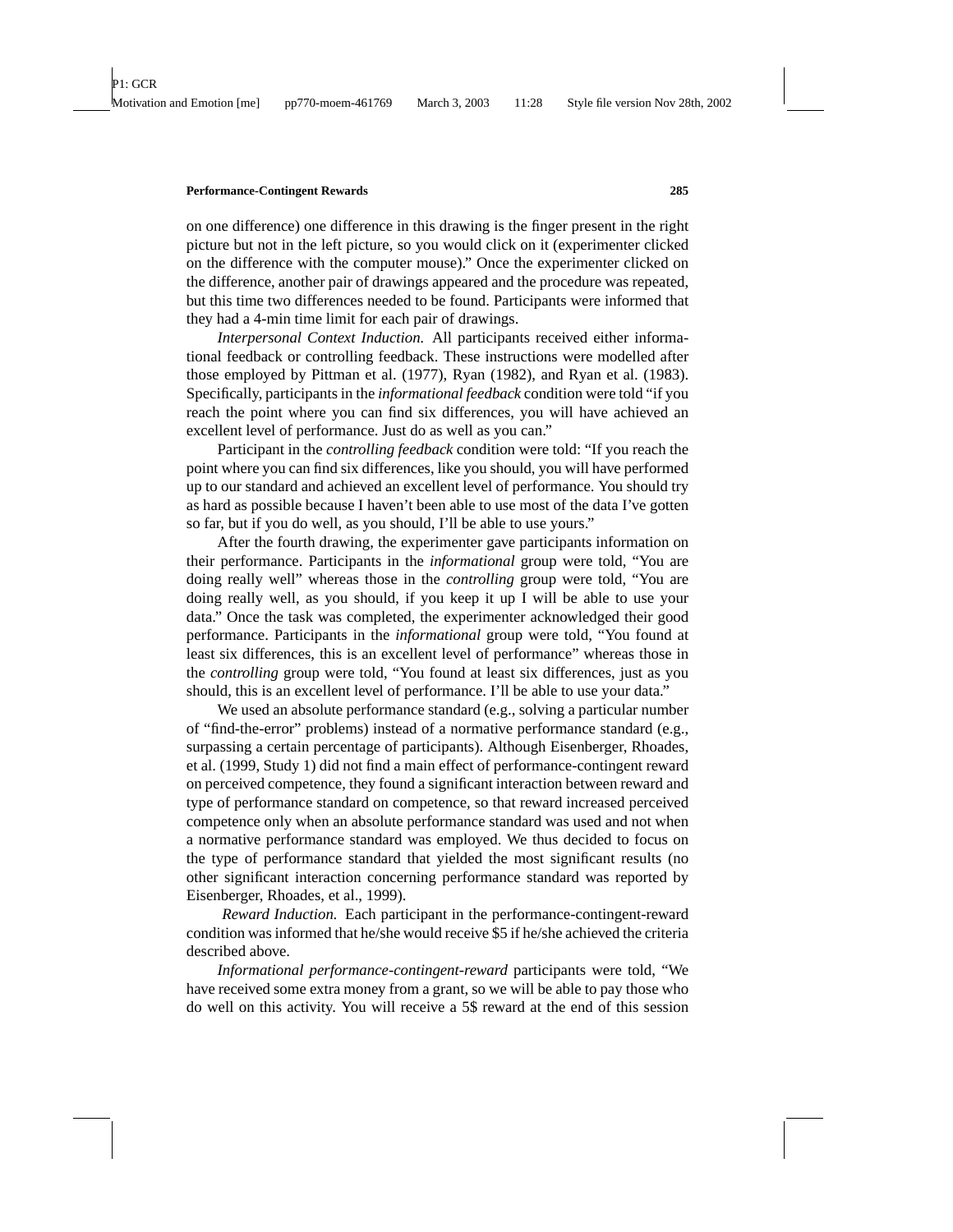on one difference) one difference in this drawing is the finger present in the right picture but not in the left picture, so you would click on it (experimenter clicked on the difference with the computer mouse)." Once the experimenter clicked on the difference, another pair of drawings appeared and the procedure was repeated, but this time two differences needed to be found. Participants were informed that they had a 4-min time limit for each pair of drawings.

*Interpersonal Context Induction.* All participants received either informational feedback or controlling feedback. These instructions were modelled after those employed by Pittman et al. (1977), Ryan (1982), and Ryan et al. (1983). Specifically, participants in the *informational feedback* condition were told "if you reach the point where you can find six differences, you will have achieved an excellent level of performance. Just do as well as you can."

Participant in the *controlling feedback* condition were told: "If you reach the point where you can find six differences, like you should, you will have performed up to our standard and achieved an excellent level of performance. You should try as hard as possible because I haven't been able to use most of the data I've gotten so far, but if you do well, as you should, I'll be able to use yours."

After the fourth drawing, the experimenter gave participants information on their performance. Participants in the *informational* group were told, "You are doing really well" whereas those in the *controlling* group were told, "You are doing really well, as you should, if you keep it up I will be able to use your data." Once the task was completed, the experimenter acknowledged their good performance. Participants in the *informational* group were told, "You found at least six differences, this is an excellent level of performance" whereas those in the *controlling* group were told, "You found at least six differences, just as you should, this is an excellent level of performance. I'll be able to use your data."

We used an absolute performance standard (e.g., solving a particular number of "find-the-error" problems) instead of a normative performance standard (e.g., surpassing a certain percentage of participants). Although Eisenberger, Rhoades, et al. (1999, Study 1) did not find a main effect of performance-contingent reward on perceived competence, they found a significant interaction between reward and type of performance standard on competence, so that reward increased perceived competence only when an absolute performance standard was used and not when a normative performance standard was employed. We thus decided to focus on the type of performance standard that yielded the most significant results (no other significant interaction concerning performance standard was reported by Eisenberger, Rhoades, et al., 1999).

*Reward Induction.* Each participant in the performance-contingent-reward condition was informed that he/she would receive $5 if he/she achieved the criteria described above.

*Informational performance-contingent-reward* participants were told, "We have received some extra money from a grant, so we will be able to pay those who do well on this activity. You will receive a 5$ reward at the end of this session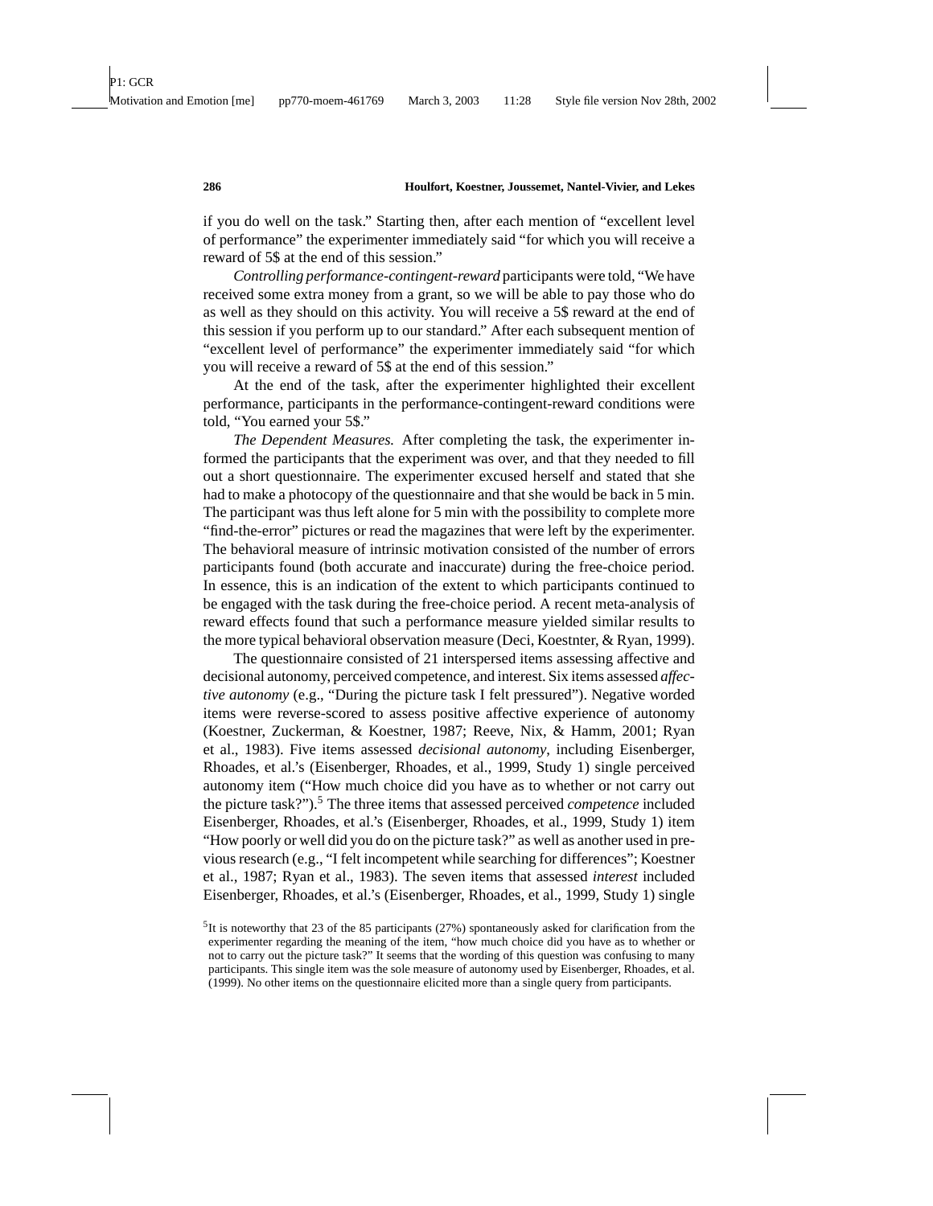if you do well on the task." Starting then, after each mention of "excellent level of performance" the experimenter immediately said "for which you will receive a reward of 5$ at the end of this session."

*Controlling performance-contingent-reward* participants were told, "We have received some extra money from a grant, so we will be able to pay those who do as well as they should on this activity. You will receive a 5$ reward at the end of this session if you perform up to our standard." After each subsequent mention of "excellent level of performance" the experimenter immediately said "for which you will receive a reward of 5$ at the end of this session."

At the end of the task, after the experimenter highlighted their excellent performance, participants in the performance-contingent-reward conditions were told, "You earned your 5$."

*The Dependent Measures.* After completing the task, the experimenter informed the participants that the experiment was over, and that they needed to fill out a short questionnaire. The experimenter excused herself and stated that she had to make a photocopy of the questionnaire and that she would be back in 5 min. The participant was thus left alone for 5 min with the possibility to complete more "find-the-error" pictures or read the magazines that were left by the experimenter. The behavioral measure of intrinsic motivation consisted of the number of errors participants found (both accurate and inaccurate) during the free-choice period. In essence, this is an indication of the extent to which participants continued to be engaged with the task during the free-choice period. A recent meta-analysis of reward effects found that such a performance measure yielded similar results to the more typical behavioral observation measure (Deci, Koestnter, & Ryan, 1999).

The questionnaire consisted of 21 interspersed items assessing affective and decisional autonomy, perceived competence, and interest. Six items assessed *affective autonomy* (e.g., "During the picture task I felt pressured"). Negative worded items were reverse-scored to assess positive affective experience of autonomy (Koestner, Zuckerman, & Koestner, 1987; Reeve, Nix, & Hamm, 2001; Ryan et al., 1983). Five items assessed *decisional autonomy*, including Eisenberger, Rhoades, et al.'s (Eisenberger, Rhoades, et al., 1999, Study 1) single perceived autonomy item ("How much choice did you have as to whether or not carry out the picture task?").[5] The three items that assessed perceived *competence* included Eisenberger, Rhoades, et al.'s (Eisenberger, Rhoades, et al., 1999, Study 1) item "How poorly or well did you do on the picture task?" as well as another used in previous research (e.g., "I felt incompetent while searching for differences"; Koestner et al., 1987; Ryan et al., 1983). The seven items that assessed *interest* included Eisenberger, Rhoades, et al.'s (Eisenberger, Rhoades, et al., 1999, Study 1) single

[5]It is noteworthy that 23 of the 85 participants (27%) spontaneously asked for clarification from the experimenter regarding the meaning of the item, "how much choice did you have as to whether or not to carry out the picture task?" It seems that the wording of this question was confusing to many participants. This single item was the sole measure of autonomy used by Eisenberger, Rhoades, et al. (1999). No other items on the questionnaire elicited more than a single query from participants.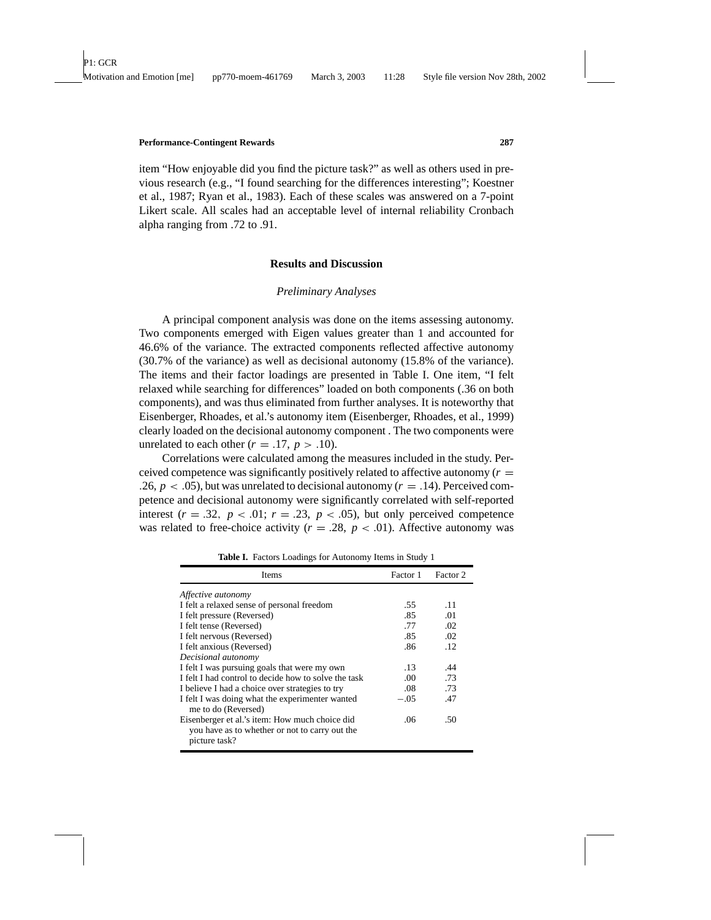item "How enjoyable did you find the picture task?" as well as others used in previous research (e.g., "I found searching for the differences interesting"; Koestner et al., 1987; Ryan et al., 1983). Each of these scales was answered on a 7-point Likert scale. All scales had an acceptable level of internal reliability Cronbach alpha ranging from .72 to .91.

## Results and Discussion

### *Preliminary Analyses*

A principal component analysis was done on the items assessing autonomy. Two components emerged with Eigen values greater than 1 and accounted for 46.6% of the variance. The extracted components reflected affective autonomy (30.7% of the variance) as well as decisional autonomy (15.8% of the variance). The items and their factor loadings are presented in Table I. One item, "I felt relaxed while searching for differences" loaded on both components (.36 on both components), and was thus eliminated from further analyses. It is noteworthy that Eisenberger, Rhoades, et al.'s autonomy item (Eisenberger, Rhoades, et al., 1999) clearly loaded on the decisional autonomy component . The two components were unrelated to each other ($r = .17$, $p > .10$).

Correlations were calculated among the measures included in the study. Perceived competence was significantly positively related to affective autonomy ($r = .26$, $p < .05$), but was unrelated to decisional autonomy ($r = .14$). Perceived competence and decisional autonomy were significantly correlated with self-reported interest ($r = .32$, $p < .01$; $r = .23$, $p < .05$), but only perceived competence was related to free-choice activity ($r = .28$, $p < .01$). Affective autonomy was

**Table I.** Factors Loadings for Autonomy Items in Study 1

| Items | Factor 1 | Factor 2 |
|---|---|---|
| *Affective autonomy* | | |
| I felt a relaxed sense of personal freedom | .55 | .11 |
| I felt pressure (Reversed) | .85 | .01 |
| I felt tense (Reversed) | .77 | .02 |
| I felt nervous (Reversed) | .85 | .02 |
| I felt anxious (Reversed) | .86 | .12 |
| *Decisional autonomy* | | |
| I felt I was pursuing goals that were my own | .13 | .44 |
| I felt I had control to decide how to solve the task | .00 | .73 |
| I believe I had a choice over strategies to try | .08 | .73 |
| I felt I was doing what the experimenter wanted me to do (Reversed) | −.05 | .47 |
| Eisenberger et al.'s item: How much choice did you have as to whether or not to carry out the picture task? | .06 | .50 |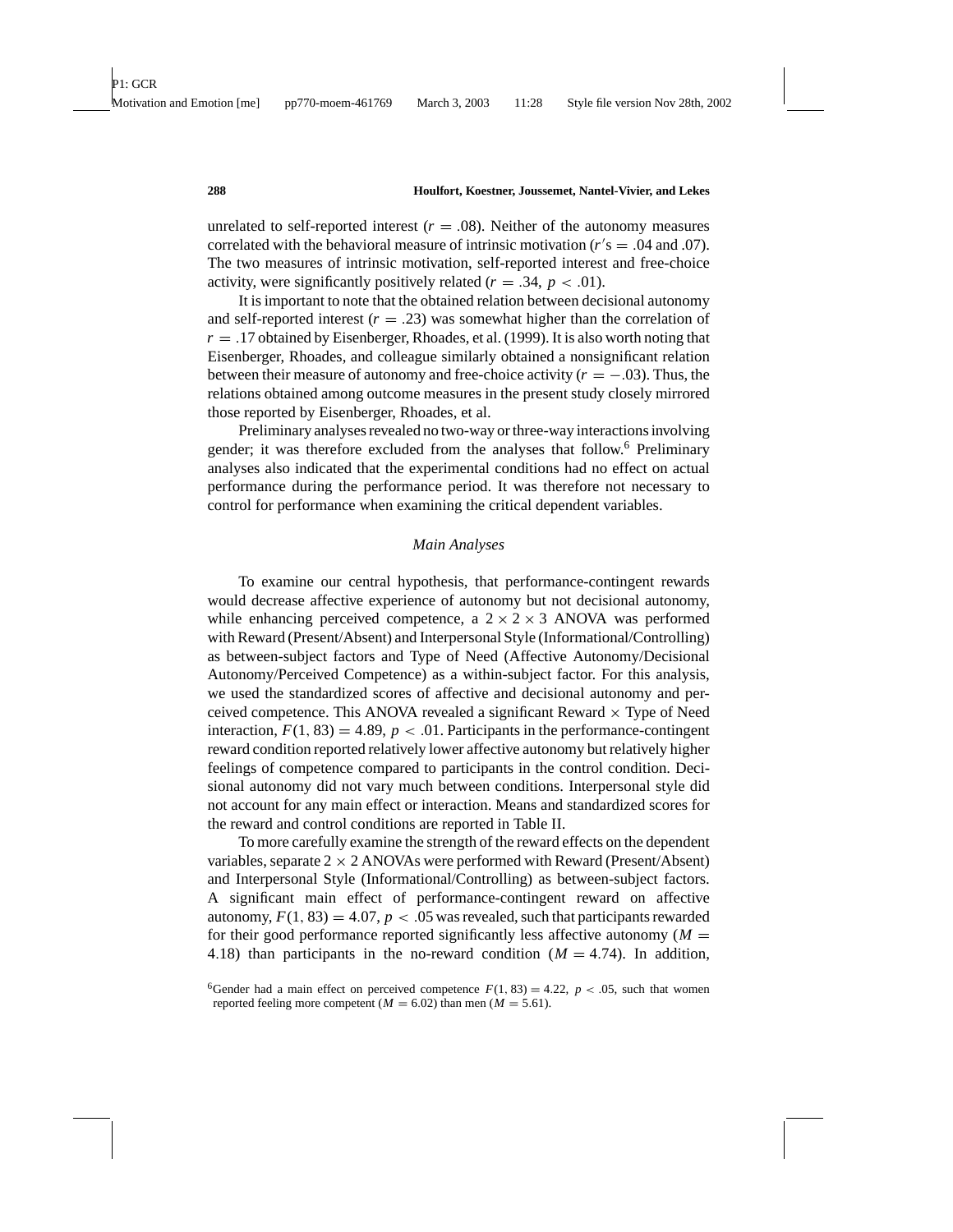unrelated to self-reported interest ($r = .08$). Neither of the autonomy measures correlated with the behavioral measure of intrinsic motivation ($r$'s $= .04$ and $.07$). The two measures of intrinsic motivation, self-reported interest and free-choice activity, were significantly positively related ($r = .34$, $p < .01$).

It is important to note that the obtained relation between decisional autonomy and self-reported interest ($r = .23$) was somewhat higher than the correlation of $r = .17$ obtained by Eisenberger, Rhoades, et al. (1999). It is also worth noting that Eisenberger, Rhoades, and colleague similarly obtained a nonsignificant relation between their measure of autonomy and free-choice activity ($r = -.03$). Thus, the relations obtained among outcome measures in the present study closely mirrored those reported by Eisenberger, Rhoades, et al.

Preliminary analyses revealed no two-way or three-way interactions involving gender; it was therefore excluded from the analyses that follow.[6] Preliminary analyses also indicated that the experimental conditions had no effect on actual performance during the performance period. It was therefore not necessary to control for performance when examining the critical dependent variables.

## *Main Analyses*

To examine our central hypothesis, that performance-contingent rewards would decrease affective experience of autonomy but not decisional autonomy, while enhancing perceived competence, a $2 \times 2 \times 3$ ANOVA was performed with Reward (Present/Absent) and Interpersonal Style (Informational/Controlling) as between-subject factors and Type of Need (Affective Autonomy/Decisional Autonomy/Perceived Competence) as a within-subject factor. For this analysis, we used the standardized scores of affective and decisional autonomy and perceived competence. This ANOVA revealed a significant Reward $\times$ Type of Need interaction, $F(1, 83) = 4.89$, $p < .01$. Participants in the performance-contingent reward condition reported relatively lower affective autonomy but relatively higher feelings of competence compared to participants in the control condition. Decisional autonomy did not vary much between conditions. Interpersonal style did not account for any main effect or interaction. Means and standardized scores for the reward and control conditions are reported in Table II.

To more carefully examine the strength of the reward effects on the dependent variables, separate $2 \times 2$ ANOVAs were performed with Reward (Present/Absent) and Interpersonal Style (Informational/Controlling) as between-subject factors. A significant main effect of performance-contingent reward on affective autonomy, $F(1, 83) = 4.07$, $p < .05$ was revealed, such that participants rewarded for their good performance reported significantly less affective autonomy ($M = 4.18$) than participants in the no-reward condition ($M = 4.74$). In addition,

[6]Gender had a main effect on perceived competence $F(1, 83) = 4.22$, $p < .05$, such that women reported feeling more competent ($M = 6.02$) than men ($M = 5.61$).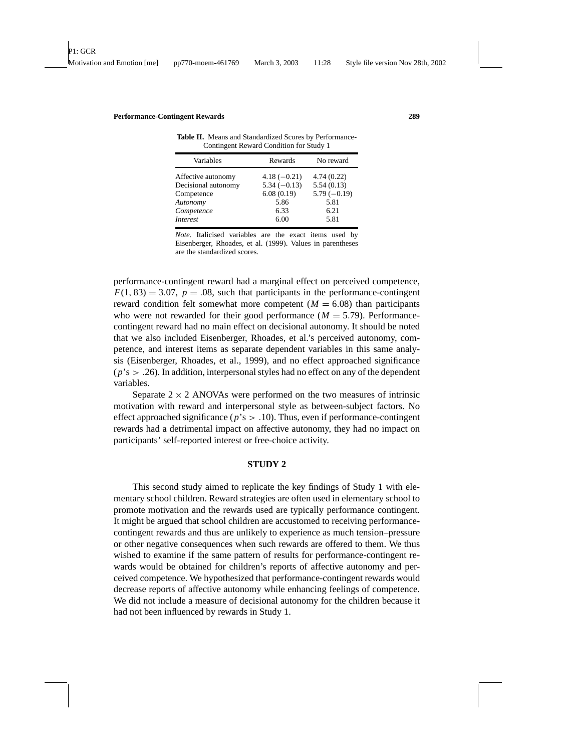**Table II.** Means and Standardized Scores by Performance-Contingent Reward Condition for Study 1

| Variables | Rewards | No reward |
|---|---|---|
| Affective autonomy | 4.18 (−0.21) | 4.74 (0.22) |
| Decisional autonomy | 5.34 (−0.13) | 5.54 (0.13) |
| Competence | 6.08 (0.19) | 5.79 (−0.19) |
| *Autonomy* | 5.86 | 5.81 |
| *Competence* | 6.33 | 6.21 |
| *Interest* | 6.00 | 5.81 |

*Note.* Italicised variables are the exact items used by Eisenberger, Rhoades, et al. (1999). Values in parentheses are the standardized scores.

performance-contingent reward had a marginal effect on perceived competence, $F(1, 83) = 3.07$, $p = .08$, such that participants in the performance-contingent reward condition felt somewhat more competent ($M = 6.08$) than participants who were not rewarded for their good performance ($M = 5.79$). Performance-contingent reward had no main effect on decisional autonomy. It should be noted that we also included Eisenberger, Rhoades, et al.'s perceived autonomy, competence, and interest items as separate dependent variables in this same analysis (Eisenberger, Rhoades, et al., 1999), and no effect approached significance ($p$'s $> .26$). In addition, interpersonal styles had no effect on any of the dependent variables.

Separate $2 \times 2$ ANOVAs were performed on the two measures of intrinsic motivation with reward and interpersonal style as between-subject factors. No effect approached significance ($p$'s $> .10$). Thus, even if performance-contingent rewards had a detrimental impact on affective autonomy, they had no impact on participants' self-reported interest or free-choice activity.

## STUDY 2

This second study aimed to replicate the key findings of Study 1 with elementary school children. Reward strategies are often used in elementary school to promote motivation and the rewards used are typically performance contingent. It might be argued that school children are accustomed to receiving performance-contingent rewards and thus are unlikely to experience as much tension–pressure or other negative consequences when such rewards are offered to them. We thus wished to examine if the same pattern of results for performance-contingent rewards would be obtained for children's reports of affective autonomy and perceived competence. We hypothesized that performance-contingent rewards would decrease reports of affective autonomy while enhancing feelings of competence. We did not include a measure of decisional autonomy for the children because it had not been influenced by rewards in Study 1.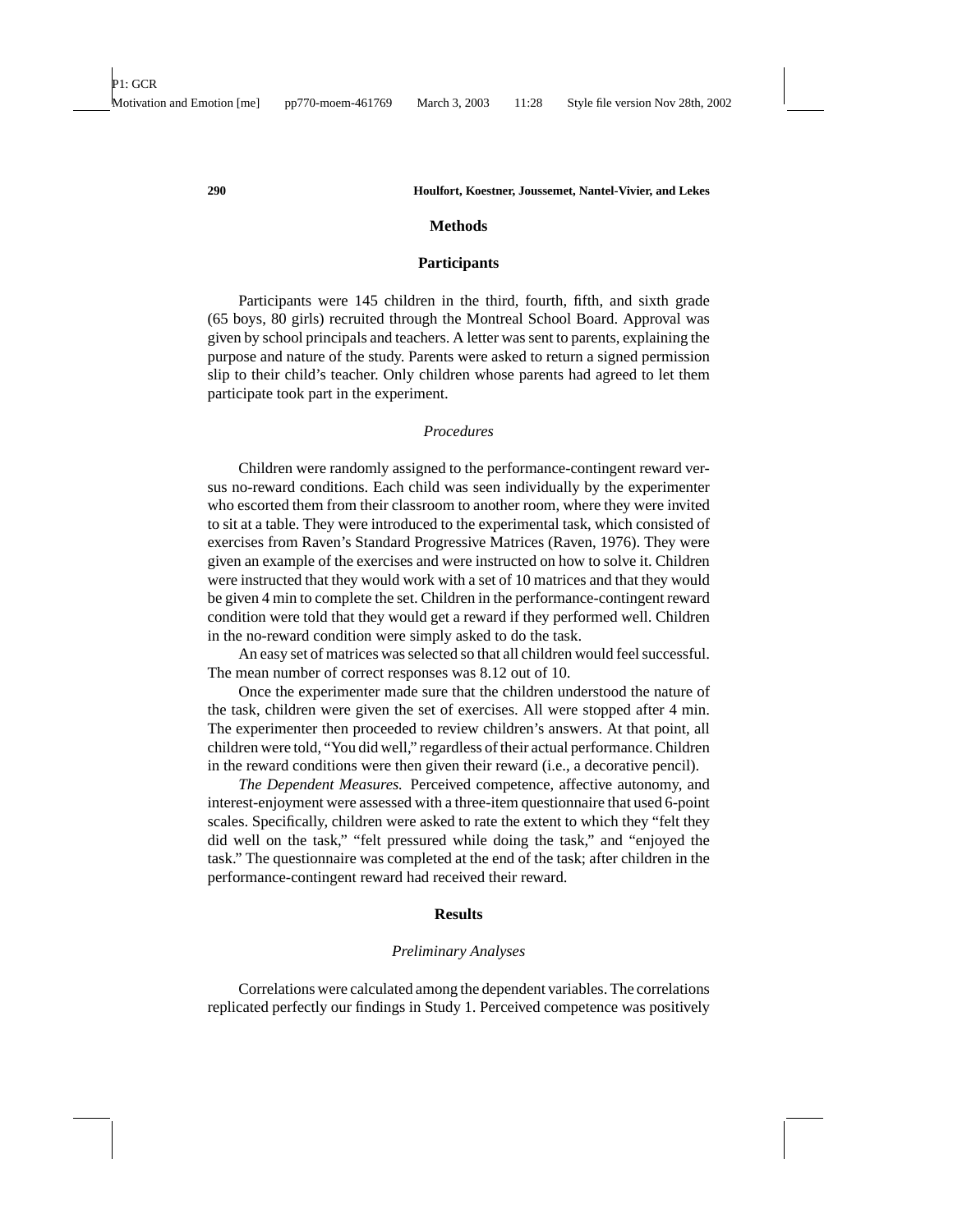## Methods

### Participants

Participants were 145 children in the third, fourth, fifth, and sixth grade (65 boys, 80 girls) recruited through the Montreal School Board. Approval was given by school principals and teachers. A letter was sent to parents, explaining the purpose and nature of the study. Parents were asked to return a signed permission slip to their child's teacher. Only children whose parents had agreed to let them participate took part in the experiment.

### *Procedures*

Children were randomly assigned to the performance-contingent reward versus no-reward conditions. Each child was seen individually by the experimenter who escorted them from their classroom to another room, where they were invited to sit at a table. They were introduced to the experimental task, which consisted of exercises from Raven's Standard Progressive Matrices (Raven, 1976). They were given an example of the exercises and were instructed on how to solve it. Children were instructed that they would work with a set of 10 matrices and that they would be given 4 min to complete the set. Children in the performance-contingent reward condition were told that they would get a reward if they performed well. Children in the no-reward condition were simply asked to do the task.

An easy set of matrices was selected so that all children would feel successful. The mean number of correct responses was 8.12 out of 10.

Once the experimenter made sure that the children understood the nature of the task, children were given the set of exercises. All were stopped after 4 min. The experimenter then proceeded to review children's answers. At that point, all children were told, "You did well," regardless of their actual performance. Children in the reward conditions were then given their reward (i.e., a decorative pencil).

*The Dependent Measures.* Perceived competence, affective autonomy, and interest-enjoyment were assessed with a three-item questionnaire that used 6-point scales. Specifically, children were asked to rate the extent to which they "felt they did well on the task," "felt pressured while doing the task," and "enjoyed the task." The questionnaire was completed at the end of the task; after children in the performance-contingent reward had received their reward.

## Results

### *Preliminary Analyses*

Correlations were calculated among the dependent variables. The correlations replicated perfectly our findings in Study 1. Perceived competence was positively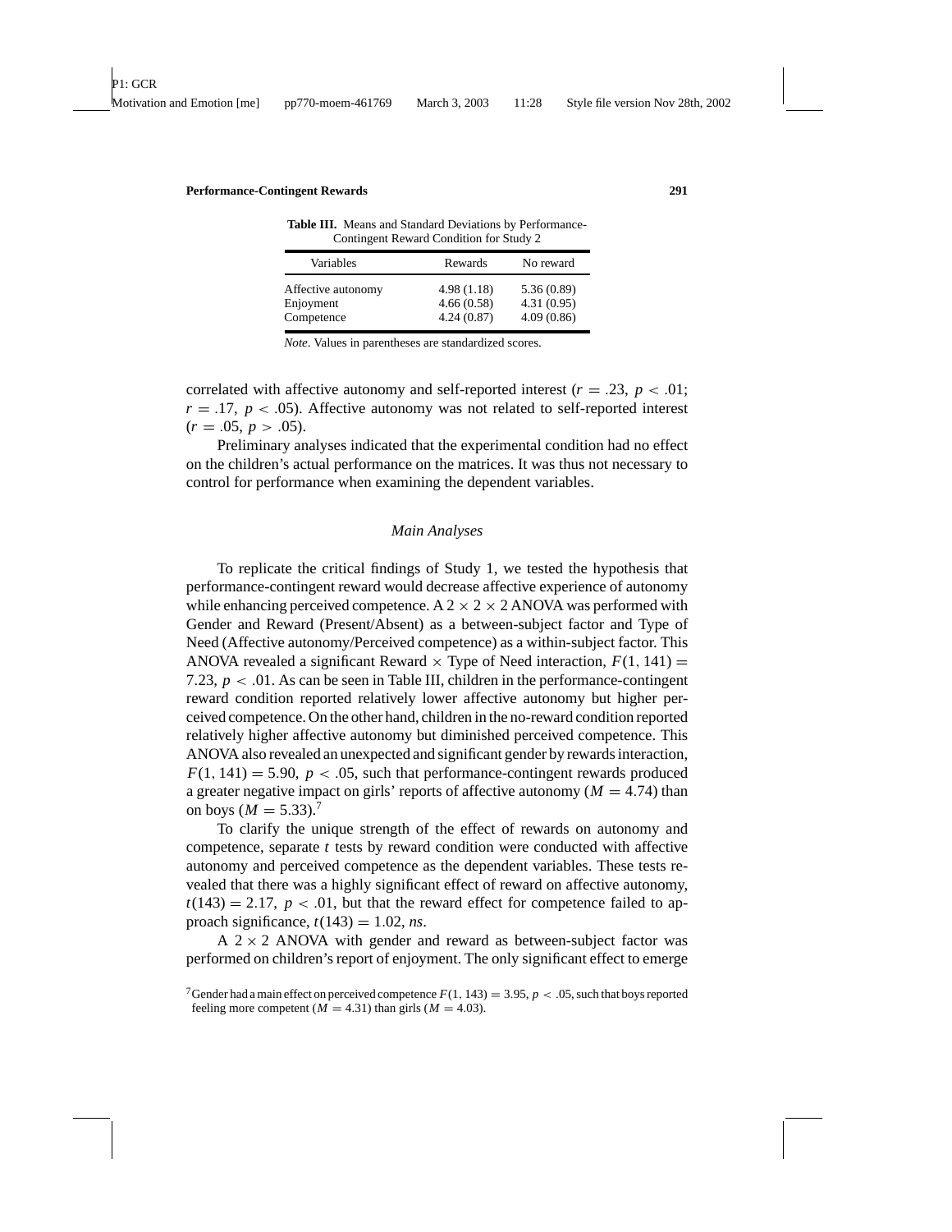**Table III.** Means and Standard Deviations by Performance-Contingent Reward Condition for Study 2

| Variables | Rewards | No reward |
| --- | --- | --- |
| Affective autonomy | 4.98 (1.18) | 5.36 (0.89) |
| Enjoyment | 4.66 (0.58) | 4.31 (0.95) |
| Competence | 4.24 (0.87) | 4.09 (0.86) |

*Note*. Values in parentheses are standardized scores.

correlated with affective autonomy and self-reported interest ($r = .23$, $p < .01$; $r = .17$, $p < .05$). Affective autonomy was not related to self-reported interest ($r = .05$, $p > .05$).

Preliminary analyses indicated that the experimental condition had no effect on the children's actual performance on the matrices. It was thus not necessary to control for performance when examining the dependent variables.

### *Main Analyses*

To replicate the critical findings of Study 1, we tested the hypothesis that performance-contingent reward would decrease affective experience of autonomy while enhancing perceived competence. A $2 \times 2 \times 2$ ANOVA was performed with Gender and Reward (Present/Absent) as a between-subject factor and Type of Need (Affective autonomy/Perceived competence) as a within-subject factor. This ANOVA revealed a significant Reward $\times$ Type of Need interaction, $F(1, 141) = 7.23$, $p < .01$. As can be seen in Table III, children in the performance-contingent reward condition reported relatively lower affective autonomy but higher perceived competence. On the other hand, children in the no-reward condition reported relatively higher affective autonomy but diminished perceived competence. This ANOVA also revealed an unexpected and significant gender by rewards interaction, $F(1, 141) = 5.90$, $p < .05$, such that performance-contingent rewards produced a greater negative impact on girls' reports of affective autonomy ($M = 4.74$) than on boys ($M = 5.33$).[7]

To clarify the unique strength of the effect of rewards on autonomy and competence, separate *t* tests by reward condition were conducted with affective autonomy and perceived competence as the dependent variables. These tests revealed that there was a highly significant effect of reward on affective autonomy, $t(143) = 2.17$, $p < .01$, but that the reward effect for competence failed to approach significance, $t(143) = 1.02$, *ns*.

A $2 \times 2$ ANOVA with gender and reward as between-subject factor was performed on children's report of enjoyment. The only significant effect to emerge

[7] Gender had a main effect on perceived competence $F(1, 143) = 3.95$, $p < .05$, such that boys reported feeling more competent ($M = 4.31$) than girls ($M = 4.03$).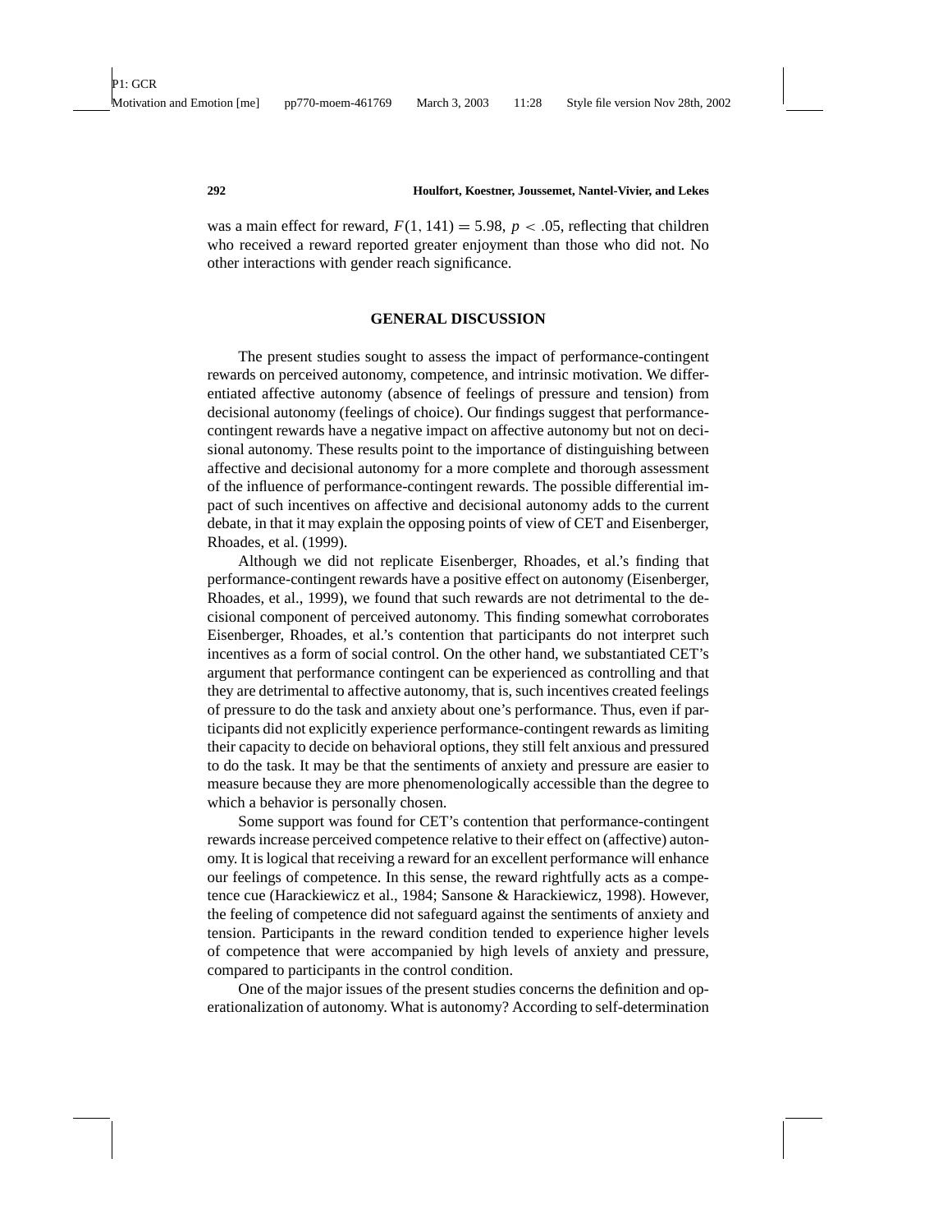was a main effect for reward, $F(1, 141) = 5.98$, $p < .05$, reflecting that children who received a reward reported greater enjoyment than those who did not. No other interactions with gender reach significance.

## GENERAL DISCUSSION

The present studies sought to assess the impact of performance-contingent rewards on perceived autonomy, competence, and intrinsic motivation. We differentiated affective autonomy (absence of feelings of pressure and tension) from decisional autonomy (feelings of choice). Our findings suggest that performance-contingent rewards have a negative impact on affective autonomy but not on decisional autonomy. These results point to the importance of distinguishing between affective and decisional autonomy for a more complete and thorough assessment of the influence of performance-contingent rewards. The possible differential impact of such incentives on affective and decisional autonomy adds to the current debate, in that it may explain the opposing points of view of CET and Eisenberger, Rhoades, et al. (1999).

Although we did not replicate Eisenberger, Rhoades, et al.'s finding that performance-contingent rewards have a positive effect on autonomy (Eisenberger, Rhoades, et al., 1999), we found that such rewards are not detrimental to the decisional component of perceived autonomy. This finding somewhat corroborates Eisenberger, Rhoades, et al.'s contention that participants do not interpret such incentives as a form of social control. On the other hand, we substantiated CET's argument that performance contingent can be experienced as controlling and that they are detrimental to affective autonomy, that is, such incentives created feelings of pressure to do the task and anxiety about one's performance. Thus, even if participants did not explicitly experience performance-contingent rewards as limiting their capacity to decide on behavioral options, they still felt anxious and pressured to do the task. It may be that the sentiments of anxiety and pressure are easier to measure because they are more phenomenologically accessible than the degree to which a behavior is personally chosen.

Some support was found for CET's contention that performance-contingent rewards increase perceived competence relative to their effect on (affective) autonomy. It is logical that receiving a reward for an excellent performance will enhance our feelings of competence. In this sense, the reward rightfully acts as a competence cue (Harackiewicz et al., 1984; Sansone & Harackiewicz, 1998). However, the feeling of competence did not safeguard against the sentiments of anxiety and tension. Participants in the reward condition tended to experience higher levels of competence that were accompanied by high levels of anxiety and pressure, compared to participants in the control condition.

One of the major issues of the present studies concerns the definition and operationalization of autonomy. What is autonomy? According to self-determination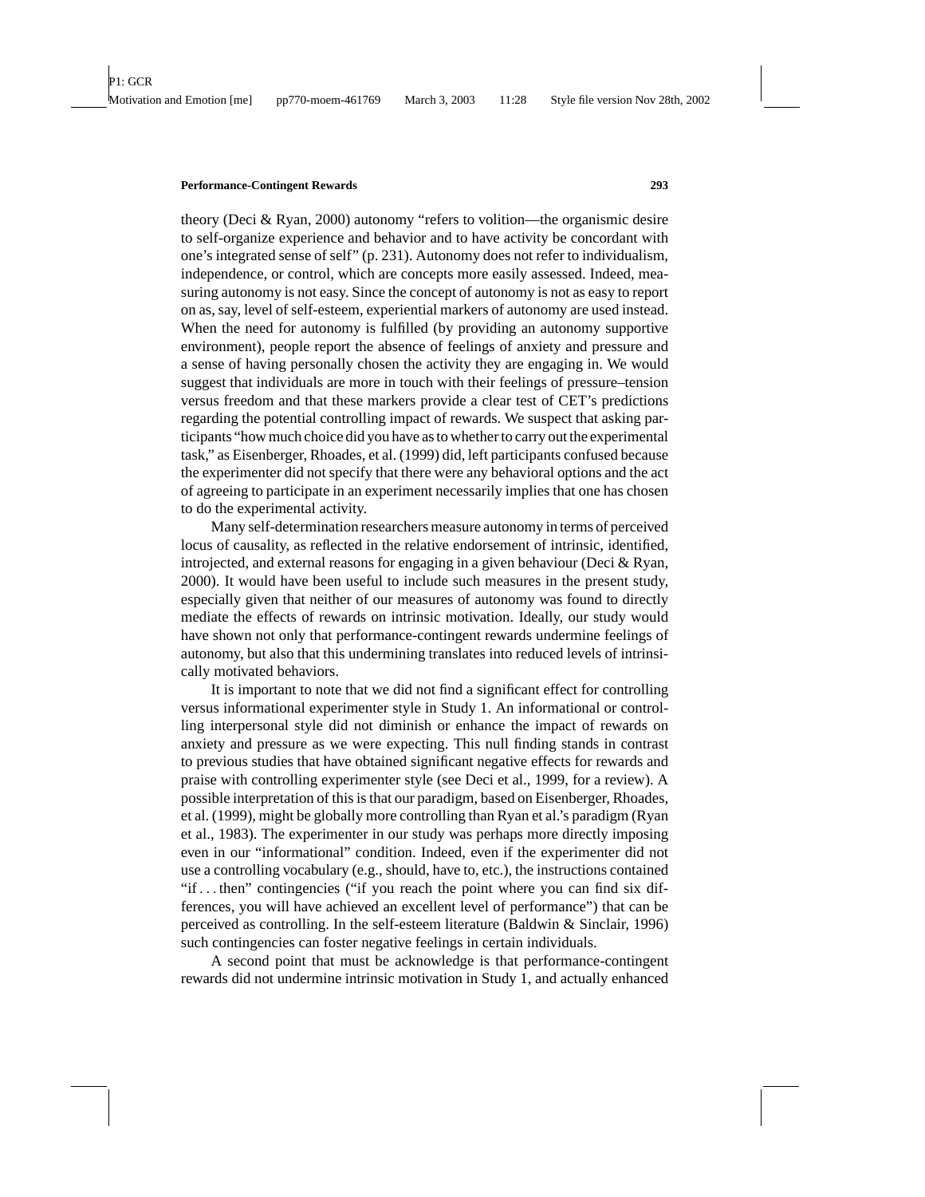theory (Deci & Ryan, 2000) autonomy "refers to volition—the organismic desire to self-organize experience and behavior and to have activity be concordant with one's integrated sense of self" (p. 231). Autonomy does not refer to individualism, independence, or control, which are concepts more easily assessed. Indeed, measuring autonomy is not easy. Since the concept of autonomy is not as easy to report on as, say, level of self-esteem, experiential markers of autonomy are used instead. When the need for autonomy is fulfilled (by providing an autonomy supportive environment), people report the absence of feelings of anxiety and pressure and a sense of having personally chosen the activity they are engaging in. We would suggest that individuals are more in touch with their feelings of pressure–tension versus freedom and that these markers provide a clear test of CET's predictions regarding the potential controlling impact of rewards. We suspect that asking participants "how much choice did you have as to whether to carry out the experimental task," as Eisenberger, Rhoades, et al. (1999) did, left participants confused because the experimenter did not specify that there were any behavioral options and the act of agreeing to participate in an experiment necessarily implies that one has chosen to do the experimental activity.

Many self-determination researchers measure autonomy in terms of perceived locus of causality, as reflected in the relative endorsement of intrinsic, identified, introjected, and external reasons for engaging in a given behaviour (Deci & Ryan, 2000). It would have been useful to include such measures in the present study, especially given that neither of our measures of autonomy was found to directly mediate the effects of rewards on intrinsic motivation. Ideally, our study would have shown not only that performance-contingent rewards undermine feelings of autonomy, but also that this undermining translates into reduced levels of intrinsically motivated behaviors.

It is important to note that we did not find a significant effect for controlling versus informational experimenter style in Study 1. An informational or controlling interpersonal style did not diminish or enhance the impact of rewards on anxiety and pressure as we were expecting. This null finding stands in contrast to previous studies that have obtained significant negative effects for rewards and praise with controlling experimenter style (see Deci et al., 1999, for a review). A possible interpretation of this is that our paradigm, based on Eisenberger, Rhoades, et al. (1999), might be globally more controlling than Ryan et al.'s paradigm (Ryan et al., 1983). The experimenter in our study was perhaps more directly imposing even in our "informational" condition. Indeed, even if the experimenter did not use a controlling vocabulary (e.g., should, have to, etc.), the instructions contained "if . . . then" contingencies ("if you reach the point where you can find six differences, you will have achieved an excellent level of performance") that can be perceived as controlling. In the self-esteem literature (Baldwin & Sinclair, 1996) such contingencies can foster negative feelings in certain individuals.

A second point that must be acknowledge is that performance-contingent rewards did not undermine intrinsic motivation in Study 1, and actually enhanced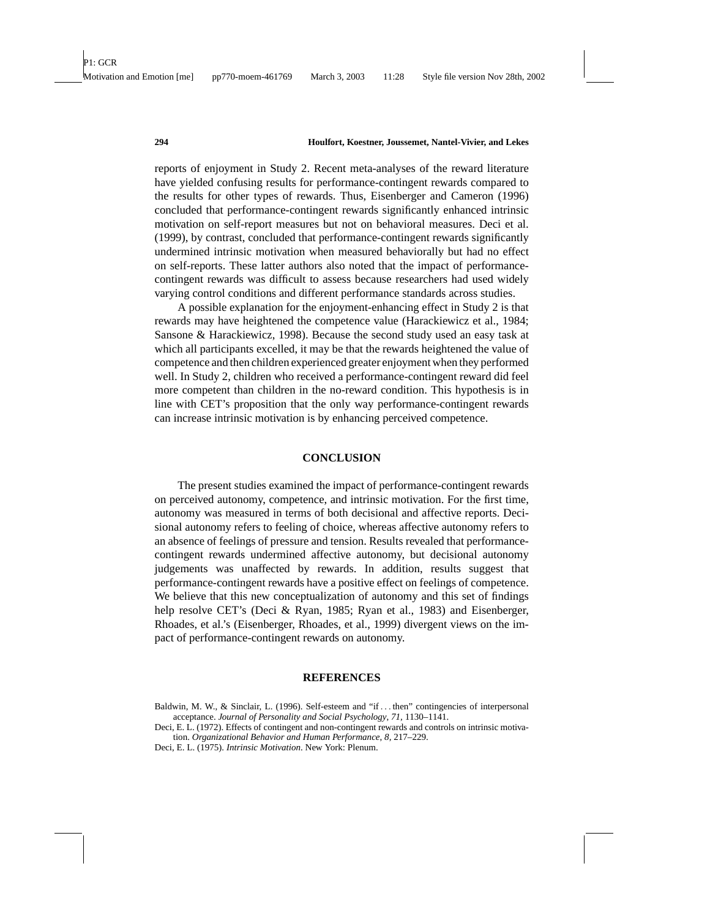reports of enjoyment in Study 2. Recent meta-analyses of the reward literature have yielded confusing results for performance-contingent rewards compared to the results for other types of rewards. Thus, Eisenberger and Cameron (1996) concluded that performance-contingent rewards significantly enhanced intrinsic motivation on self-report measures but not on behavioral measures. Deci et al. (1999), by contrast, concluded that performance-contingent rewards significantly undermined intrinsic motivation when measured behaviorally but had no effect on self-reports. These latter authors also noted that the impact of performance-contingent rewards was difficult to assess because researchers had used widely varying control conditions and different performance standards across studies.

A possible explanation for the enjoyment-enhancing effect in Study 2 is that rewards may have heightened the competence value (Harackiewicz et al., 1984; Sansone & Harackiewicz, 1998). Because the second study used an easy task at which all participants excelled, it may be that the rewards heightened the value of competence and then children experienced greater enjoyment when they performed well. In Study 2, children who received a performance-contingent reward did feel more competent than children in the no-reward condition. This hypothesis is in line with CET's proposition that the only way performance-contingent rewards can increase intrinsic motivation is by enhancing perceived competence.

## CONCLUSION

The present studies examined the impact of performance-contingent rewards on perceived autonomy, competence, and intrinsic motivation. For the first time, autonomy was measured in terms of both decisional and affective reports. Decisional autonomy refers to feeling of choice, whereas affective autonomy refers to an absence of feelings of pressure and tension. Results revealed that performance-contingent rewards undermined affective autonomy, but decisional autonomy judgements was unaffected by rewards. In addition, results suggest that performance-contingent rewards have a positive effect on feelings of competence. We believe that this new conceptualization of autonomy and this set of findings help resolve CET's (Deci & Ryan, 1985; Ryan et al., 1983) and Eisenberger, Rhoades, et al.'s (Eisenberger, Rhoades, et al., 1999) divergent views on the impact of performance-contingent rewards on autonomy.

## REFERENCES

Baldwin, M. W., & Sinclair, L. (1996). Self-esteem and "if . . . then" contingencies of interpersonal acceptance. *Journal of Personality and Social Psychology, 71,* 1130–1141.

Deci, E. L. (1972). Effects of contingent and non-contingent rewards and controls on intrinsic motivation. *Organizational Behavior and Human Performance, 8,* 217–229.

Deci, E. L. (1975). *Intrinsic Motivation*. New York: Plenum.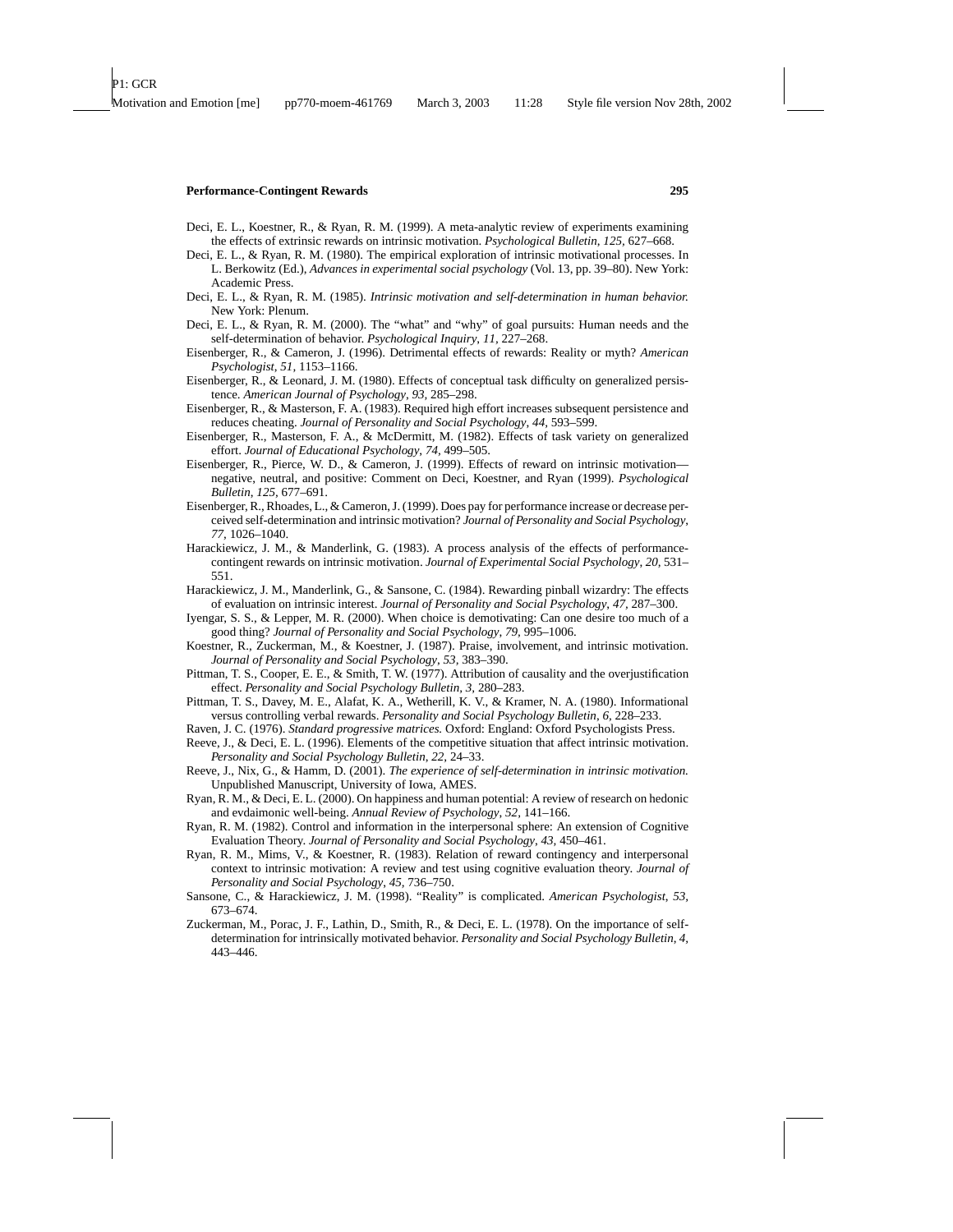Deci, E. L., Koestner, R., & Ryan, R. M. (1999). A meta-analytic review of experiments examining the effects of extrinsic rewards on intrinsic motivation. *Psychological Bulletin, 125,* 627–668.

Deci, E. L., & Ryan, R. M. (1980). The empirical exploration of intrinsic motivational processes. In L. Berkowitz (Ed.), *Advances in experimental social psychology* (Vol. 13, pp. 39–80). New York: Academic Press.

Deci, E. L., & Ryan, R. M. (1985). *Intrinsic motivation and self-determination in human behavior.* New York: Plenum.

Deci, E. L., & Ryan, R. M. (2000). The "what" and "why" of goal pursuits: Human needs and the self-determination of behavior. *Psychological Inquiry, 11,* 227–268.

Eisenberger, R., & Cameron, J. (1996). Detrimental effects of rewards: Reality or myth? *American Psychologist, 51,* 1153–1166.

Eisenberger, R., & Leonard, J. M. (1980). Effects of conceptual task difficulty on generalized persistence. *American Journal of Psychology, 93,* 285–298.

Eisenberger, R., & Masterson, F. A. (1983). Required high effort increases subsequent persistence and reduces cheating. *Journal of Personality and Social Psychology, 44,* 593–599.

Eisenberger, R., Masterson, F. A., & McDermitt, M. (1982). Effects of task variety on generalized effort. *Journal of Educational Psychology, 74,* 499–505.

Eisenberger, R., Pierce, W. D., & Cameron, J. (1999). Effects of reward on intrinsic motivation—negative, neutral, and positive: Comment on Deci, Koestner, and Ryan (1999). *Psychological Bulletin, 125,* 677–691.

Eisenberger, R., Rhoades, L., & Cameron, J. (1999). Does pay for performance increase or decrease perceived self-determination and intrinsic motivation? *Journal of Personality and Social Psychology, 77,* 1026–1040.

Harackiewicz, J. M., & Manderlink, G. (1983). A process analysis of the effects of performance-contingent rewards on intrinsic motivation. *Journal of Experimental Social Psychology, 20,* 531–551.

Harackiewicz, J. M., Manderlink, G., & Sansone, C. (1984). Rewarding pinball wizardry: The effects of evaluation on intrinsic interest. *Journal of Personality and Social Psychology, 47,* 287–300.

Iyengar, S. S., & Lepper, M. R. (2000). When choice is demotivating: Can one desire too much of a good thing? *Journal of Personality and Social Psychology, 79,* 995–1006.

Koestner, R., Zuckerman, M., & Koestner, J. (1987). Praise, involvement, and intrinsic motivation. *Journal of Personality and Social Psychology, 53,* 383–390.

Pittman, T. S., Cooper, E. E., & Smith, T. W. (1977). Attribution of causality and the overjustification effect. *Personality and Social Psychology Bulletin, 3,* 280–283.

Pittman, T. S., Davey, M. E., Alafat, K. A., Wetherill, K. V., & Kramer, N. A. (1980). Informational versus controlling verbal rewards. *Personality and Social Psychology Bulletin, 6,* 228–233.

Raven, J. C. (1976). *Standard progressive matrices.* Oxford: England: Oxford Psychologists Press.

Reeve, J., & Deci, E. L. (1996). Elements of the competitive situation that affect intrinsic motivation. *Personality and Social Psychology Bulletin, 22,* 24–33.

Reeve, J., Nix, G., & Hamm, D. (2001). *The experience of self-determination in intrinsic motivation.* Unpublished Manuscript, University of Iowa, AMES.

Ryan, R. M., & Deci, E. L. (2000). On happiness and human potential: A review of research on hedonic and evdaimonic well-being. *Annual Review of Psychology, 52,* 141–166.

Ryan, R. M. (1982). Control and information in the interpersonal sphere: An extension of Cognitive Evaluation Theory. *Journal of Personality and Social Psychology, 43,* 450–461.

Ryan, R. M., Mims, V., & Koestner, R. (1983). Relation of reward contingency and interpersonal context to intrinsic motivation: A review and test using cognitive evaluation theory. *Journal of Personality and Social Psychology, 45,* 736–750.

Sansone, C., & Harackiewicz, J. M. (1998). "Reality" is complicated. *American Psychologist, 53,* 673–674.

Zuckerman, M., Porac, J. F., Lathin, D., Smith, R., & Deci, E. L. (1978). On the importance of self-determination for intrinsically motivated behavior. *Personality and Social Psychology Bulletin, 4,* 443–446.